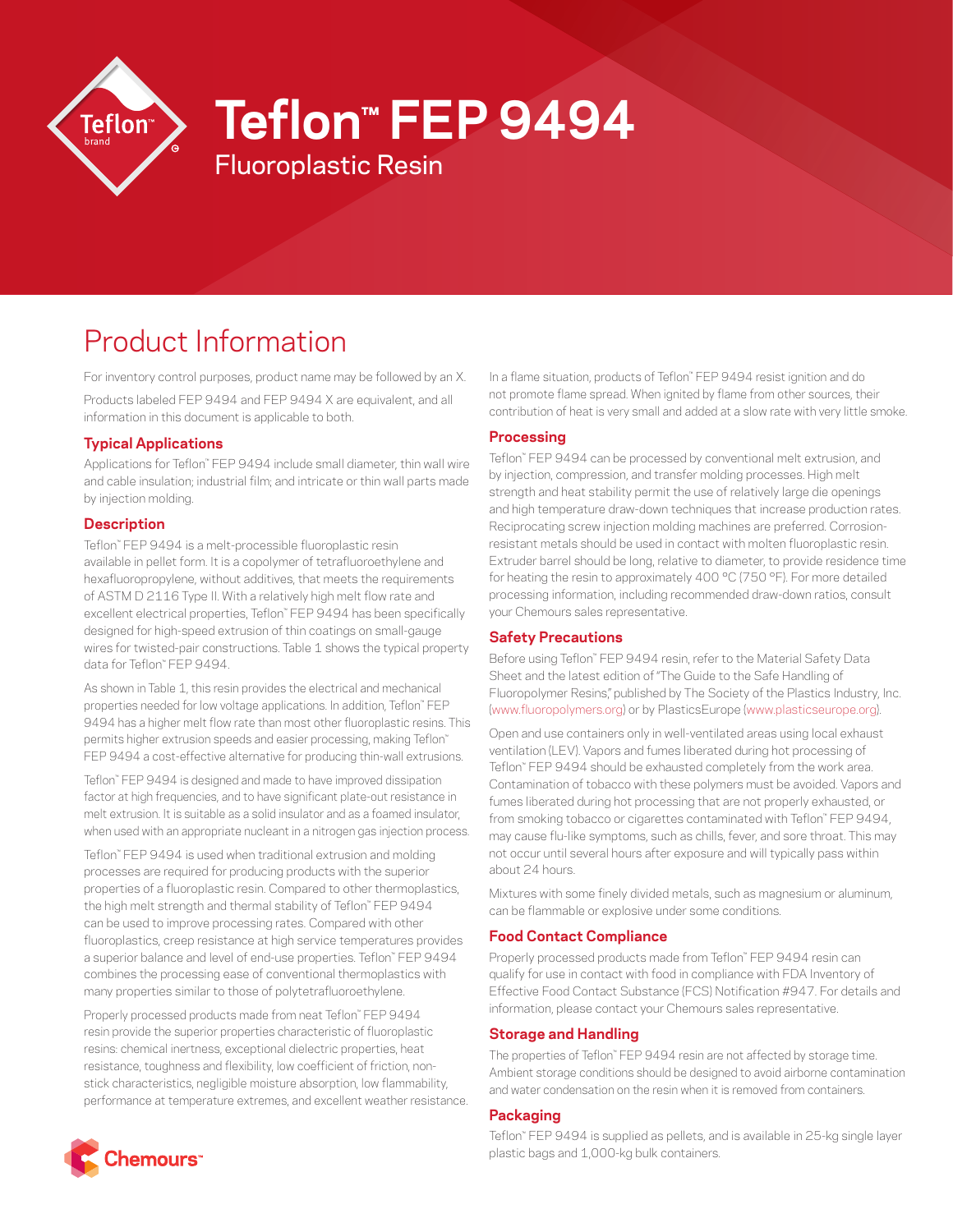# Teflon™ FEP 9494

## Fluoroplastic Resin

## Product Information

For inventory control purposes, product name may be followed by an X.

Products labeled FEP 9494 and FEP 9494 X are equivalent, and all information in this document is applicable to both.

### Typical Applications

Applications for Teflon™ FEP 9494 include small diameter, thin wall wire and cable insulation; industrial film; and intricate or thin wall parts made by injection molding.

### Description

Teflon™ FEP 9494 is a melt-processible fluoroplastic resin available in pellet form. It is a copolymer of tetrafluoroethylene and hexafluoropropylene, without additives, that meets the requirements of ASTM D 2116 Type II. With a relatively high melt flow rate and excellent electrical properties, Teflon™ FEP 9494 has been specifically designed for high-speed extrusion of thin coatings on small-gauge wires for twisted-pair constructions. Table 1 shows the typical property data for Teflon™ FEP 9494.

As shown in Table 1, this resin provides the electrical and mechanical properties needed for low voltage applications. In addition, Teflon™ FEP 9494 has a higher melt flow rate than most other fluoroplastic resins. This permits higher extrusion speeds and easier processing, making Teflon™ FEP 9494 a cost-effective alternative for producing thin-wall extrusions.

Teflon™ FEP 9494 is designed and made to have improved dissipation factor at high frequencies, and to have significant plate-out resistance in melt extrusion. It is suitable as a solid insulator and as a foamed insulator, when used with an appropriate nucleant in a nitrogen gas injection process.

Teflon™ FEP 9494 is used when traditional extrusion and molding processes are required for producing products with the superior properties of a fluoroplastic resin. Compared to other thermoplastics, the high melt strength and thermal stability of Teflon™ FEP 9494 can be used to improve processing rates. Compared with other fluoroplastics, creep resistance at high service temperatures provides a superior balance and level of end-use properties. Teflon™ FEP 9494 combines the processing ease of conventional thermoplastics with many properties similar to those of polytetrafluoroethylene.

Properly processed products made from neat Teflon™ FEP 9494 resin provide the superior properties characteristic of fluoroplastic resins: chemical inertness, exceptional dielectric properties, heat resistance, toughness and flexibility, low coefficient of friction, non-stick characteristics, negligible moisture absorption, low flammability, performance at temperature extremes, and excellent weather resistance.

In a flame situation, products of Teflon™ FEP 9494 resist ignition and do not promote flame spread. When ignited by flame from other sources, their contribution of heat is very small and added at a slow rate with very little smoke.

### Processing

Teflon™ FEP 9494 can be processed by conventional melt extrusion, and by injection, compression, and transfer molding processes. High melt strength and heat stability permit the use of relatively large die openings and high temperature draw-down techniques that increase production rates. Reciprocating screw injection molding machines are preferred. Corrosion-resistant metals should be used in contact with molten fluoroplastic resin. Extruder barrel should be long, relative to diameter, to provide residence time for heating the resin to approximately 400 °C (750 °F). For more detailed processing information, including recommended draw-down ratios, consult your Chemours sales representative.

### Safety Precautions

Before using Teflon™ FEP 9494 resin, refer to the Material Safety Data Sheet and the latest edition of "The Guide to the Safe Handling of Fluoropolymer Resins," published by The Society of the Plastics Industry, Inc. (www.fluoropolymers.org) or by PlasticsEurope (www.plasticseurope.org).

Open and use containers only in well-ventilated areas using local exhaust ventilation (LEV). Vapors and fumes liberated during hot processing of Teflon™ FEP 9494 should be exhausted completely from the work area. Contamination of tobacco with these polymers must be avoided. Vapors and fumes liberated during hot processing that are not properly exhausted, or from smoking tobacco or cigarettes contaminated with Teflon™ FEP 9494, may cause flu-like symptoms, such as chills, fever, and sore throat. This may not occur until several hours after exposure and will typically pass within about 24 hours.

Mixtures with some finely divided metals, such as magnesium or aluminum, can be flammable or explosive under some conditions.

### Food Contact Compliance

Properly processed products made from Teflon™ FEP 9494 resin can qualify for use in contact with food in compliance with FDA Inventory of Effective Food Contact Substance (FCS) Notification #947. For details and information, please contact your Chemours sales representative.

### Storage and Handling

The properties of Teflon™ FEP 9494 resin are not affected by storage time. Ambient storage conditions should be designed to avoid airborne contamination and water condensation on the resin when it is removed from containers.

### Packaging

Teflon™ FEP 9494 is supplied as pellets, and is available in 25-kg single layer plastic bags and 1,000-kg bulk containers.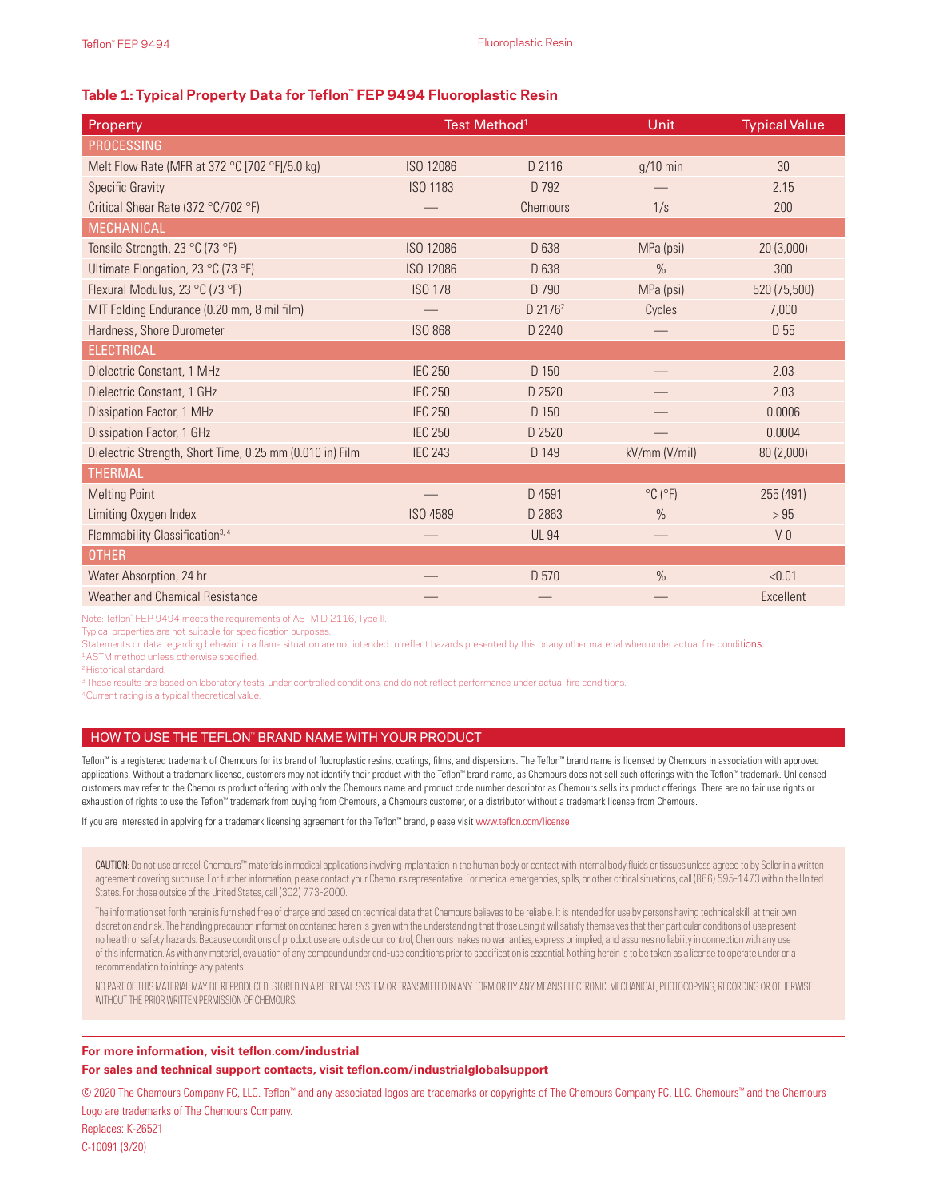## Table 1: Typical Property Data for Teflon™ FEP 9494 Fluoroplastic Resin

| Property | Test Method[1] | | Unit | Typical Value |
|---|---|---|---|---|
| **PROCESSING** | | | | |
| Melt Flow Rate (MFR at 372 °C [702 °F]/5.0 kg) | ISO 12086 | D 2116 | g/10 min | 30 |
| Specific Gravity | ISO 1183 | D 792 | — | 2.15 |
| Critical Shear Rate (372 °C/702 °F) | — | Chemours | 1/s | 200 |
| **MECHANICAL** | | | | |
| Tensile Strength, 23 °C (73 °F) | ISO 12086 | D 638 | MPa (psi) | 20 (3,000) |
| Ultimate Elongation, 23 °C (73 °F) | ISO 12086 | D 638 | % | 300 |
| Flexural Modulus, 23 °C (73 °F) | ISO 178 | D 790 | MPa (psi) | 520 (75,500) |
| MIT Folding Endurance (0.20 mm, 8 mil film) | — | D 2176[2] | Cycles | 7,000 |
| Hardness, Shore Durometer | ISO 868 | D 2240 | — | D 55 |
| **ELECTRICAL** | | | | |
| Dielectric Constant, 1 MHz | IEC 250 | D 150 | — | 2.03 |
| Dielectric Constant, 1 GHz | IEC 250 | D 2520 | — | 2.03 |
| Dissipation Factor, 1 MHz | IEC 250 | D 150 | — | 0.0006 |
| Dissipation Factor, 1 GHz | IEC 250 | D 2520 | — | 0.0004 |
| Dielectric Strength, Short Time, 0.25 mm (0.010 in) Film | IEC 243 | D 149 | kV/mm (V/mil) | 80 (2,000) |
| **THERMAL** | | | | |
| Melting Point | — | D 4591 | °C (°F) | 255 (491) |
| Limiting Oxygen Index | ISO 4589 | D 2863 | % | > 95 |
| Flammability Classification[3, 4] | — | UL 94 | — | V-0 |
| **OTHER** | | | | |
| Water Absorption, 24 hr | — | D 570 | % | <0.01 |
| Weather and Chemical Resistance | — | — | — | Excellent |

Note: Teflon™ FEP 9494 meets the requirements of ASTM D 2116, Type II.

Typical properties are not suitable for specification purposes.

Statements or data regarding behavior in a flame situation are not intended to reflect hazards presented by this or any other material when under actual fire conditions.

[1] ASTM method unless otherwise specified.

[2] Historical standard.

[3] These results are based on laboratory tests, under controlled conditions, and do not reflect performance under actual fire conditions.

[4] Current rating is a typical theoretical value.

## HOW TO USE THE TEFLON™ BRAND NAME WITH YOUR PRODUCT

Teflon™ is a registered trademark of Chemours for its brand of fluoroplastic resins, coatings, films, and dispersions. The Teflon™ brand name is licensed by Chemours in association with approved applications. Without a trademark license, customers may not identify their product with the Teflon™ brand name, as Chemours does not sell such offerings with the Teflon™ trademark. Unlicensed customers may refer to the Chemours product offering with only the Chemours name and product code number descriptor as Chemours sells its product offerings. There are no fair use rights or exhaustion of rights to use the Teflon™ trademark from buying from Chemours, a Chemours customer, or a distributor without a trademark license from Chemours.

If you are interested in applying for a trademark licensing agreement for the Teflon™ brand, please visit www.teflon.com/license

CAUTION: Do not use or resell Chemours™ materials in medical applications involving implantation in the human body or contact with internal body fluids or tissues unless agreed to by Seller in a written agreement covering such use. For further information, please contact your Chemours representative. For medical emergencies, spills, or other critical situations, call (866) 595-1473 within the United States. For those outside of the United States, call (302) 773-2000.

The information set forth herein is furnished free of charge and based on technical data that Chemours believes to be reliable. It is intended for use by persons having technical skill, at their own discretion and risk. The handling precaution information contained herein is given with the understanding that those using it will satisfy themselves that their particular conditions of use present no health or safety hazards. Because conditions of product use are outside our control, Chemours makes no warranties, express or implied, and assumes no liability in connection with any use of this information. As with any material, evaluation of any compound under end-use conditions prior to specification is essential. Nothing herein is to be taken as a license to operate under or a recommendation to infringe any patents.

NO PART OF THIS MATERIAL MAY BE REPRODUCED, STORED IN A RETRIEVAL SYSTEM OR TRANSMITTED IN ANY FORM OR BY ANY MEANS ELECTRONIC, MECHANICAL, PHOTOCOPYING, RECORDING OR OTHERWISE WITHOUT THE PRIOR WRITTEN PERMISSION OF CHEMOURS.

**For more information, visit teflon.com/industrial**

**For sales and technical support contacts, visit teflon.com/industrialglobalsupport**

© 2020 The Chemours Company FC, LLC. Teflon™ and any associated logos are trademarks or copyrights of The Chemours Company FC, LLC. Chemours™ and the Chemours Logo are trademarks of The Chemours Company.

Replaces: K-26521

C-10091 (3/20)